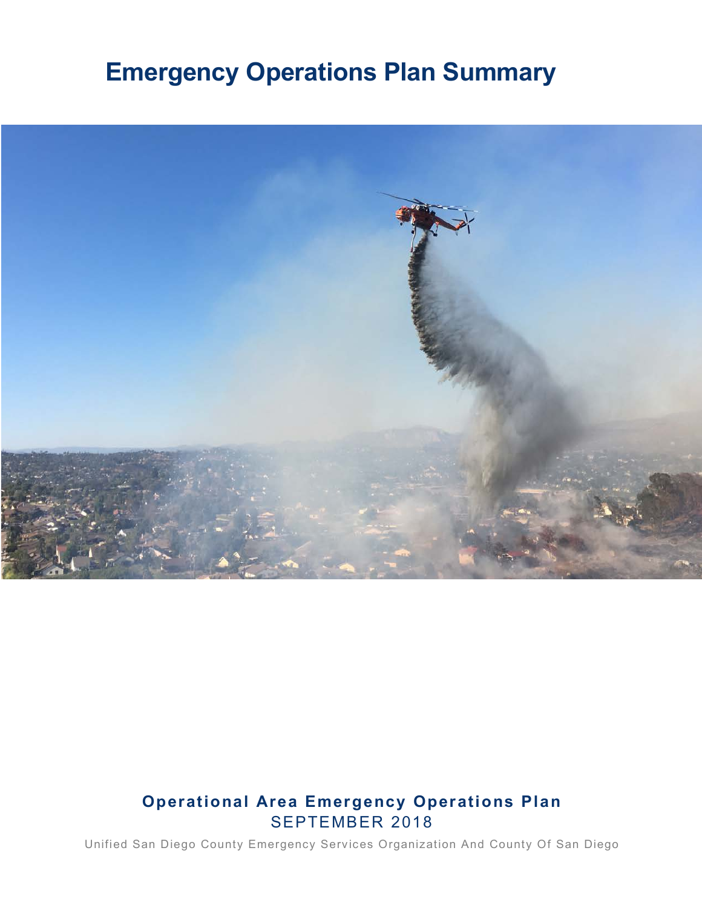# Emergency Operations Plan Summary

**Operational Area Emergency Operations Plan**

SEPTEMBER 2018

Unified San Diego County Emergency Services Organization And County Of San Diego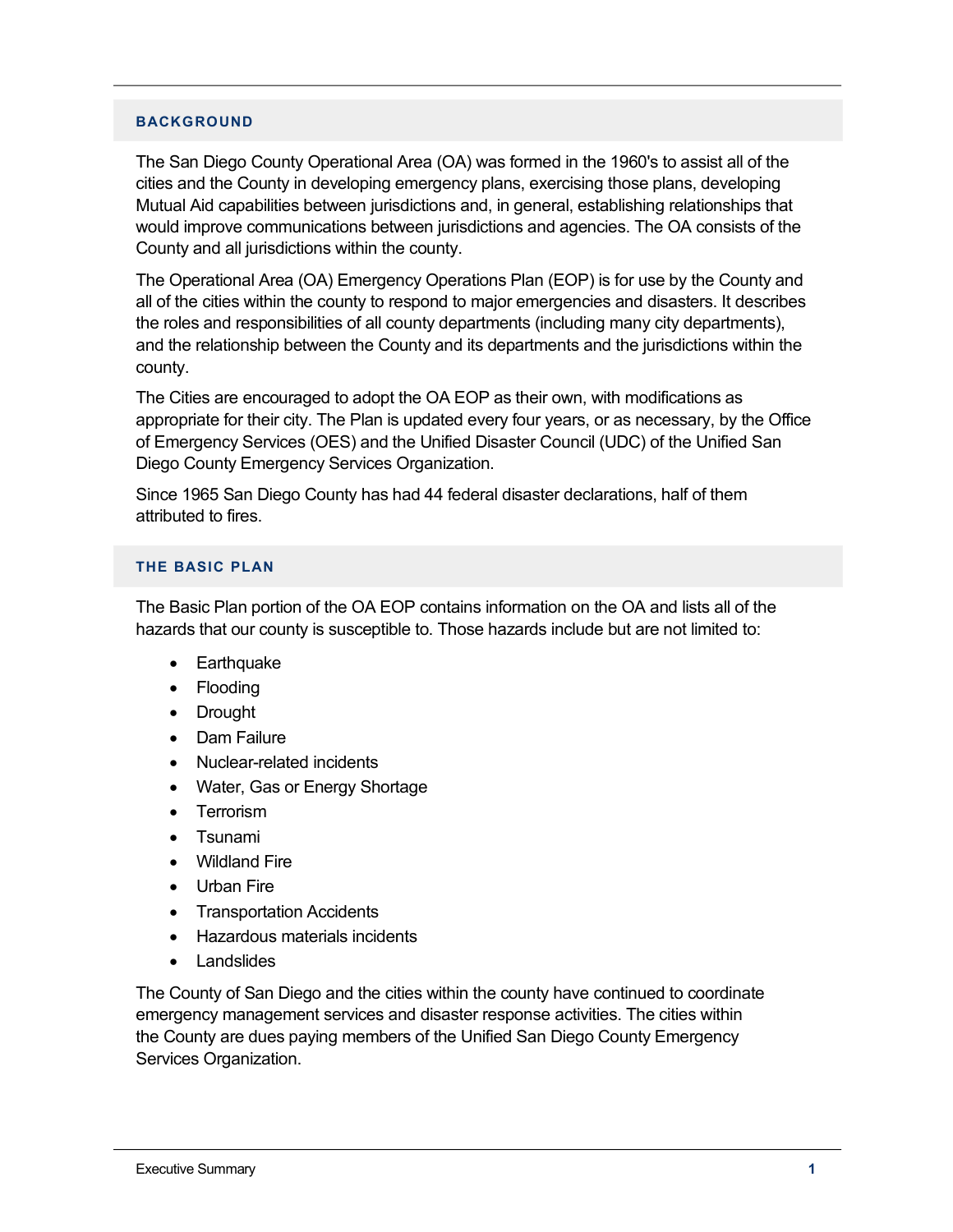## BACKGROUND

The San Diego County Operational Area (OA) was formed in the 1960's to assist all of the cities and the County in developing emergency plans, exercising those plans, developing Mutual Aid capabilities between jurisdictions and, in general, establishing relationships that would improve communications between jurisdictions and agencies. The OA consists of the County and all jurisdictions within the county.

The Operational Area (OA) Emergency Operations Plan (EOP) is for use by the County and all of the cities within the county to respond to major emergencies and disasters. It describes the roles and responsibilities of all county departments (including many city departments), and the relationship between the County and its departments and the jurisdictions within the county.

The Cities are encouraged to adopt the OA EOP as their own, with modifications as appropriate for their city. The Plan is updated every four years, or as necessary, by the Office of Emergency Services (OES) and the Unified Disaster Council (UDC) of the Unified San Diego County Emergency Services Organization.

Since 1965 San Diego County has had 44 federal disaster declarations, half of them attributed to fires.

## THE BASIC PLAN

The Basic Plan portion of the OA EOP contains information on the OA and lists all of the hazards that our county is susceptible to. Those hazards include but are not limited to:

- Earthquake
- Flooding
- Drought
- Dam Failure
- Nuclear-related incidents
- Water, Gas or Energy Shortage
- Terrorism
- Tsunami
- Wildland Fire
- Urban Fire
- Transportation Accidents
- Hazardous materials incidents
- Landslides

The County of San Diego and the cities within the county have continued to coordinate emergency management services and disaster response activities. The cities within the County are dues paying members of the Unified San Diego County Emergency Services Organization.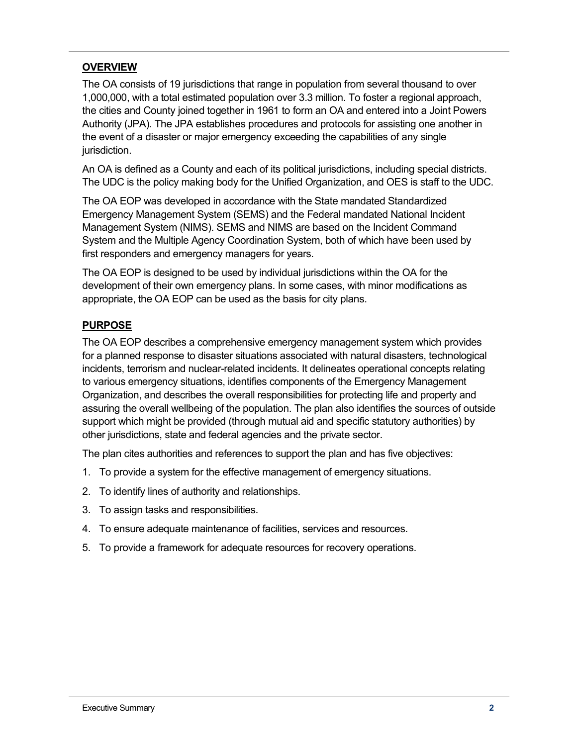## OVERVIEW

The OA consists of 19 jurisdictions that range in population from several thousand to over 1,000,000, with a total estimated population over 3.3 million. To foster a regional approach, the cities and County joined together in 1961 to form an OA and entered into a Joint Powers Authority (JPA). The JPA establishes procedures and protocols for assisting one another in the event of a disaster or major emergency exceeding the capabilities of any single jurisdiction.

An OA is defined as a County and each of its political jurisdictions, including special districts. The UDC is the policy making body for the Unified Organization, and OES is staff to the UDC.

The OA EOP was developed in accordance with the State mandated Standardized Emergency Management System (SEMS) and the Federal mandated National Incident Management System (NIMS). SEMS and NIMS are based on the Incident Command System and the Multiple Agency Coordination System, both of which have been used by first responders and emergency managers for years.

The OA EOP is designed to be used by individual jurisdictions within the OA for the development of their own emergency plans. In some cases, with minor modifications as appropriate, the OA EOP can be used as the basis for city plans.

## PURPOSE

The OA EOP describes a comprehensive emergency management system which provides for a planned response to disaster situations associated with natural disasters, technological incidents, terrorism and nuclear-related incidents. It delineates operational concepts relating to various emergency situations, identifies components of the Emergency Management Organization, and describes the overall responsibilities for protecting life and property and assuring the overall wellbeing of the population. The plan also identifies the sources of outside support which might be provided (through mutual aid and specific statutory authorities) by other jurisdictions, state and federal agencies and the private sector.

The plan cites authorities and references to support the plan and has five objectives:

1. To provide a system for the effective management of emergency situations.
2. To identify lines of authority and relationships.
3. To assign tasks and responsibilities.
4. To ensure adequate maintenance of facilities, services and resources.
5. To provide a framework for adequate resources for recovery operations.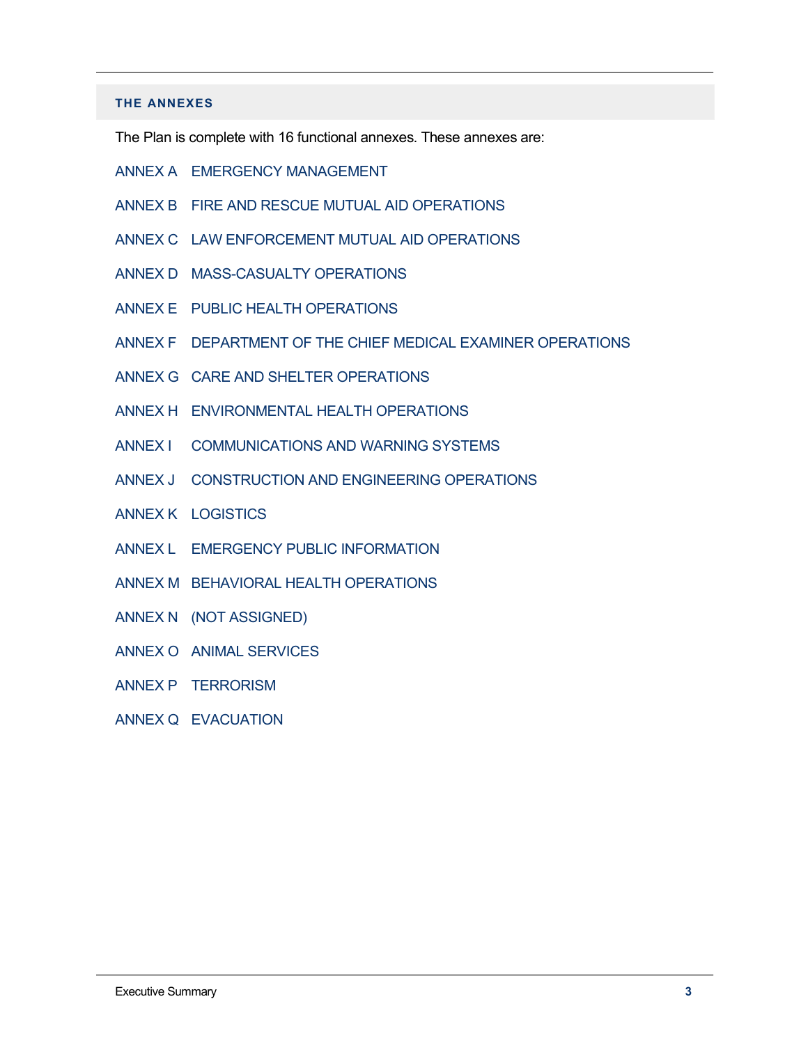## THE ANNEXES

The Plan is complete with 16 functional annexes. These annexes are:

ANNEX A EMERGENCY MANAGEMENT

ANNEX B FIRE AND RESCUE MUTUAL AID OPERATIONS

ANNEX C LAW ENFORCEMENT MUTUAL AID OPERATIONS

ANNEX D MASS-CASUALTY OPERATIONS

ANNEX E PUBLIC HEALTH OPERATIONS

ANNEX F DEPARTMENT OF THE CHIEF MEDICAL EXAMINER OPERATIONS

ANNEX G CARE AND SHELTER OPERATIONS

ANNEX H ENVIRONMENTAL HEALTH OPERATIONS

ANNEX I COMMUNICATIONS AND WARNING SYSTEMS

ANNEX J CONSTRUCTION AND ENGINEERING OPERATIONS

ANNEX K LOGISTICS

ANNEX L EMERGENCY PUBLIC INFORMATION

ANNEX M BEHAVIORAL HEALTH OPERATIONS

ANNEX N (NOT ASSIGNED)

ANNEX O ANIMAL SERVICES

ANNEX P TERRORISM

ANNEX Q EVACUATION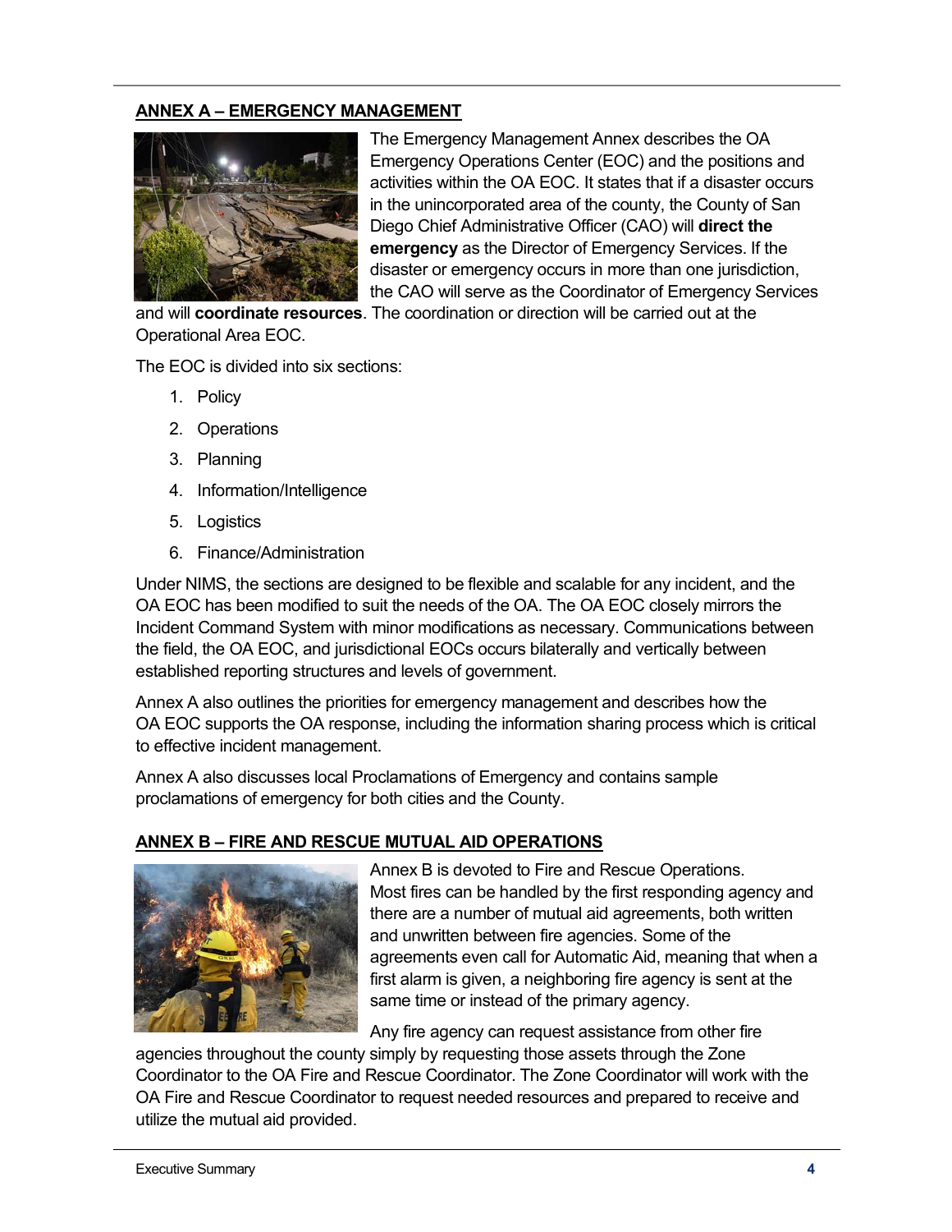## ANNEX A – EMERGENCY MANAGEMENT

The Emergency Management Annex describes the OA Emergency Operations Center (EOC) and the positions and activities within the OA EOC. It states that if a disaster occurs in the unincorporated area of the county, the County of San Diego Chief Administrative Officer (CAO) will **direct the emergency** as the Director of Emergency Services. If the disaster or emergency occurs in more than one jurisdiction, the CAO will serve as the Coordinator of Emergency Services and will **coordinate resources**. The coordination or direction will be carried out at the Operational Area EOC.

The EOC is divided into six sections:

1. Policy
2. Operations
3. Planning
4. Information/Intelligence
5. Logistics
6. Finance/Administration

Under NIMS, the sections are designed to be flexible and scalable for any incident, and the OA EOC has been modified to suit the needs of the OA. The OA EOC closely mirrors the Incident Command System with minor modifications as necessary. Communications between the field, the OA EOC, and jurisdictional EOCs occurs bilaterally and vertically between established reporting structures and levels of government.

Annex A also outlines the priorities for emergency management and describes how the OA EOC supports the OA response, including the information sharing process which is critical to effective incident management.

Annex A also discusses local Proclamations of Emergency and contains sample proclamations of emergency for both cities and the County.

## ANNEX B – FIRE AND RESCUE MUTUAL AID OPERATIONS

Annex B is devoted to Fire and Rescue Operations. Most fires can be handled by the first responding agency and there are a number of mutual aid agreements, both written and unwritten between fire agencies. Some of the agreements even call for Automatic Aid, meaning that when a first alarm is given, a neighboring fire agency is sent at the same time or instead of the primary agency.

Any fire agency can request assistance from other fire agencies throughout the county simply by requesting those assets through the Zone Coordinator to the OA Fire and Rescue Coordinator. The Zone Coordinator will work with the OA Fire and Rescue Coordinator to request needed resources and prepared to receive and utilize the mutual aid provided.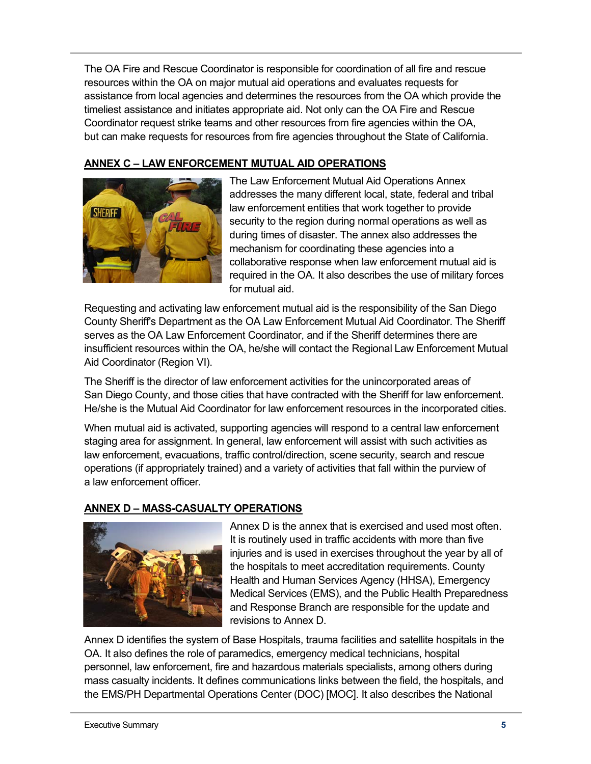The OA Fire and Rescue Coordinator is responsible for coordination of all fire and rescue resources within the OA on major mutual aid operations and evaluates requests for assistance from local agencies and determines the resources from the OA which provide the timeliest assistance and initiates appropriate aid. Not only can the OA Fire and Rescue Coordinator request strike teams and other resources from fire agencies within the OA, but can make requests for resources from fire agencies throughout the State of California.

## ANNEX C – LAW ENFORCEMENT MUTUAL AID OPERATIONS

The Law Enforcement Mutual Aid Operations Annex addresses the many different local, state, federal and tribal law enforcement entities that work together to provide security to the region during normal operations as well as during times of disaster. The annex also addresses the mechanism for coordinating these agencies into a collaborative response when law enforcement mutual aid is required in the OA. It also describes the use of military forces for mutual aid.

Requesting and activating law enforcement mutual aid is the responsibility of the San Diego County Sheriff's Department as the OA Law Enforcement Mutual Aid Coordinator. The Sheriff serves as the OA Law Enforcement Coordinator, and if the Sheriff determines there are insufficient resources within the OA, he/she will contact the Regional Law Enforcement Mutual Aid Coordinator (Region VI).

The Sheriff is the director of law enforcement activities for the unincorporated areas of San Diego County, and those cities that have contracted with the Sheriff for law enforcement. He/she is the Mutual Aid Coordinator for law enforcement resources in the incorporated cities.

When mutual aid is activated, supporting agencies will respond to a central law enforcement staging area for assignment. In general, law enforcement will assist with such activities as law enforcement, evacuations, traffic control/direction, scene security, search and rescue operations (if appropriately trained) and a variety of activities that fall within the purview of a law enforcement officer.

## ANNEX D – MASS-CASUALTY OPERATIONS

Annex D is the annex that is exercised and used most often. It is routinely used in traffic accidents with more than five injuries and is used in exercises throughout the year by all of the hospitals to meet accreditation requirements. County Health and Human Services Agency (HHSA), Emergency Medical Services (EMS), and the Public Health Preparedness and Response Branch are responsible for the update and revisions to Annex D.

Annex D identifies the system of Base Hospitals, trauma facilities and satellite hospitals in the OA. It also defines the role of paramedics, emergency medical technicians, hospital personnel, law enforcement, fire and hazardous materials specialists, among others during mass casualty incidents. It defines communications links between the field, the hospitals, and the EMS/PH Departmental Operations Center (DOC) [MOC]. It also describes the National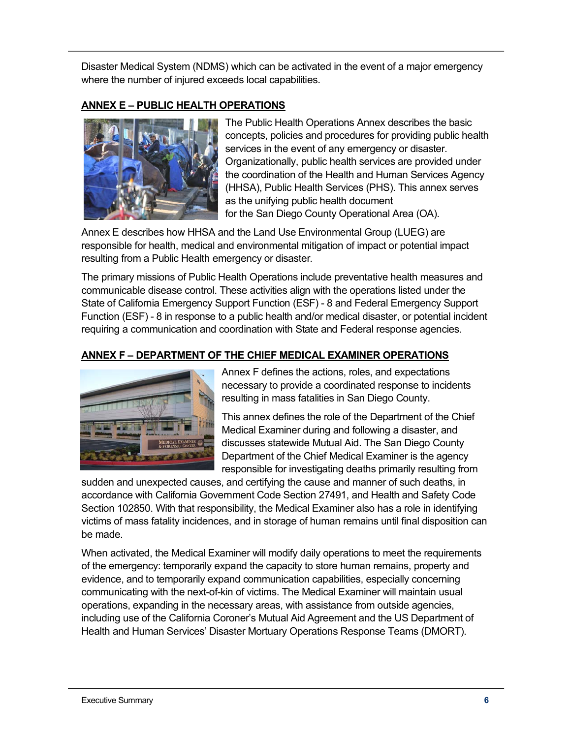Disaster Medical System (NDMS) which can be activated in the event of a major emergency where the number of injured exceeds local capabilities.

## ANNEX E – PUBLIC HEALTH OPERATIONS

The Public Health Operations Annex describes the basic concepts, policies and procedures for providing public health services in the event of any emergency or disaster. Organizationally, public health services are provided under the coordination of the Health and Human Services Agency (HHSA), Public Health Services (PHS). This annex serves as the unifying public health document for the San Diego County Operational Area (OA).

Annex E describes how HHSA and the Land Use Environmental Group (LUEG) are responsible for health, medical and environmental mitigation of impact or potential impact resulting from a Public Health emergency or disaster.

The primary missions of Public Health Operations include preventative health measures and communicable disease control. These activities align with the operations listed under the State of California Emergency Support Function (ESF) - 8 and Federal Emergency Support Function (ESF) - 8 in response to a public health and/or medical disaster, or potential incident requiring a communication and coordination with State and Federal response agencies.

## ANNEX F – DEPARTMENT OF THE CHIEF MEDICAL EXAMINER OPERATIONS

Annex F defines the actions, roles, and expectations necessary to provide a coordinated response to incidents resulting in mass fatalities in San Diego County.

This annex defines the role of the Department of the Chief Medical Examiner during and following a disaster, and discusses statewide Mutual Aid. The San Diego County Department of the Chief Medical Examiner is the agency responsible for investigating deaths primarily resulting from sudden and unexpected causes, and certifying the cause and manner of such deaths, in accordance with California Government Code Section 27491, and Health and Safety Code Section 102850. With that responsibility, the Medical Examiner also has a role in identifying victims of mass fatality incidences, and in storage of human remains until final disposition can be made.

When activated, the Medical Examiner will modify daily operations to meet the requirements of the emergency: temporarily expand the capacity to store human remains, property and evidence, and to temporarily expand communication capabilities, especially concerning communicating with the next-of-kin of victims. The Medical Examiner will maintain usual operations, expanding in the necessary areas, with assistance from outside agencies, including use of the California Coroner's Mutual Aid Agreement and the US Department of Health and Human Services' Disaster Mortuary Operations Response Teams (DMORT).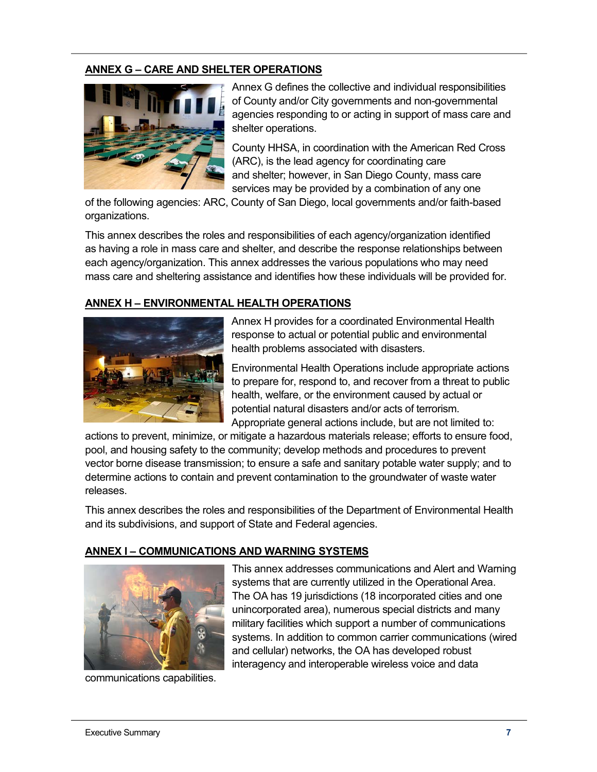## ANNEX G – CARE AND SHELTER OPERATIONS

Annex G defines the collective and individual responsibilities of County and/or City governments and non-governmental agencies responding to or acting in support of mass care and shelter operations.

County HHSA, in coordination with the American Red Cross (ARC), is the lead agency for coordinating care and shelter; however, in San Diego County, mass care services may be provided by a combination of any one of the following agencies: ARC, County of San Diego, local governments and/or faith-based organizations.

This annex describes the roles and responsibilities of each agency/organization identified as having a role in mass care and shelter, and describe the response relationships between each agency/organization. This annex addresses the various populations who may need mass care and sheltering assistance and identifies how these individuals will be provided for.

## ANNEX H – ENVIRONMENTAL HEALTH OPERATIONS

Annex H provides for a coordinated Environmental Health response to actual or potential public and environmental health problems associated with disasters.

Environmental Health Operations include appropriate actions to prepare for, respond to, and recover from a threat to public health, welfare, or the environment caused by actual or potential natural disasters and/or acts of terrorism. Appropriate general actions include, but are not limited to: actions to prevent, minimize, or mitigate a hazardous materials release; efforts to ensure food, pool, and housing safety to the community; develop methods and procedures to prevent vector borne disease transmission; to ensure a safe and sanitary potable water supply; and to determine actions to contain and prevent contamination to the groundwater of waste water releases.

This annex describes the roles and responsibilities of the Department of Environmental Health and its subdivisions, and support of State and Federal agencies.

## ANNEX I – COMMUNICATIONS AND WARNING SYSTEMS

This annex addresses communications and Alert and Warning systems that are currently utilized in the Operational Area. The OA has 19 jurisdictions (18 incorporated cities and one unincorporated area), numerous special districts and many military facilities which support a number of communications systems. In addition to common carrier communications (wired and cellular) networks, the OA has developed robust interagency and interoperable wireless voice and data communications capabilities.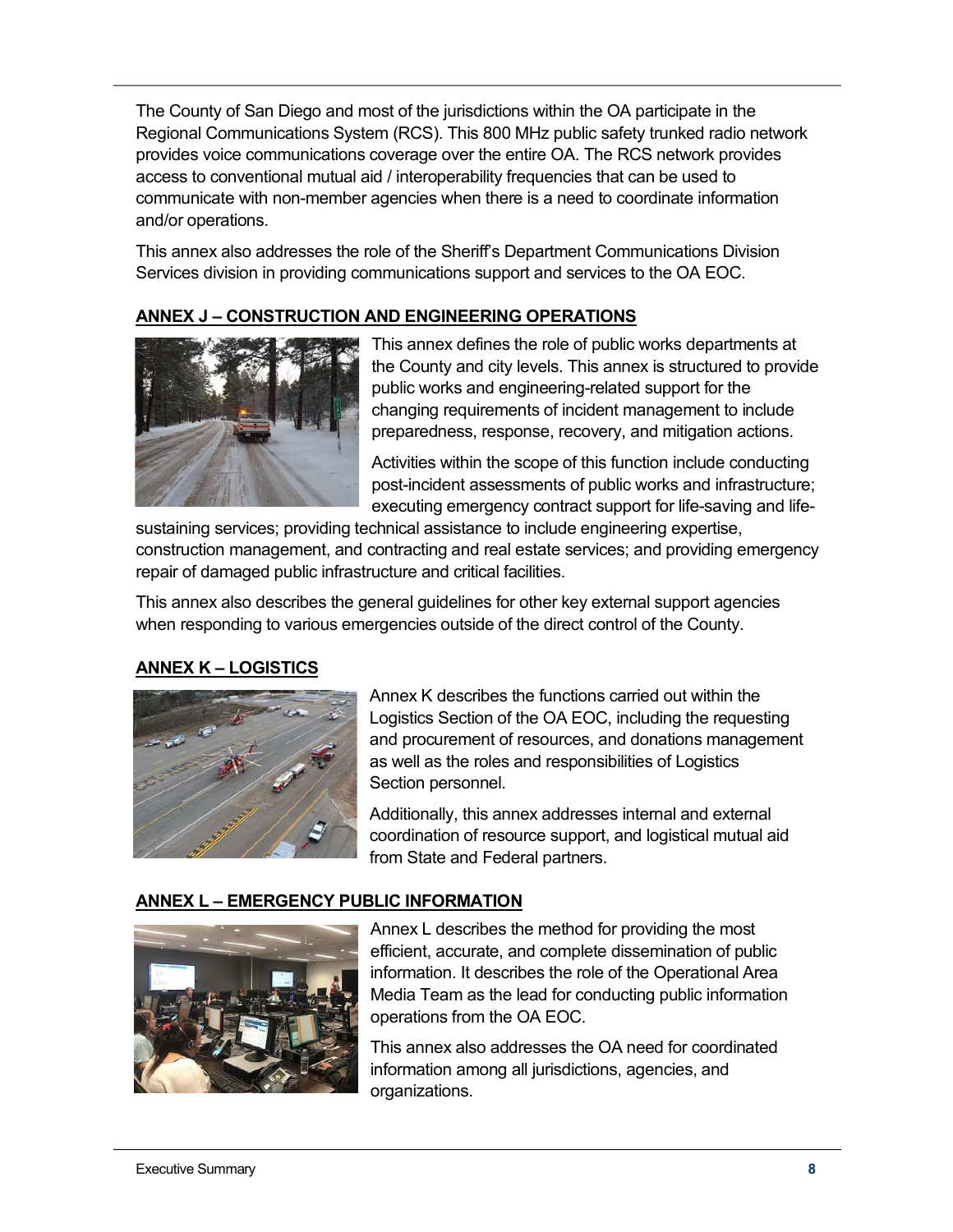The County of San Diego and most of the jurisdictions within the OA participate in the Regional Communications System (RCS). This 800 MHz public safety trunked radio network provides voice communications coverage over the entire OA. The RCS network provides access to conventional mutual aid / interoperability frequencies that can be used to communicate with non-member agencies when there is a need to coordinate information and/or operations.

This annex also addresses the role of the Sheriff's Department Communications Division Services division in providing communications support and services to the OA EOC.

## ANNEX J – CONSTRUCTION AND ENGINEERING OPERATIONS

This annex defines the role of public works departments at the County and city levels. This annex is structured to provide public works and engineering-related support for the changing requirements of incident management to include preparedness, response, recovery, and mitigation actions.

Activities within the scope of this function include conducting post-incident assessments of public works and infrastructure; executing emergency contract support for life-saving and life-sustaining services; providing technical assistance to include engineering expertise, construction management, and contracting and real estate services; and providing emergency repair of damaged public infrastructure and critical facilities.

This annex also describes the general guidelines for other key external support agencies when responding to various emergencies outside of the direct control of the County.

## ANNEX K – LOGISTICS

Annex K describes the functions carried out within the Logistics Section of the OA EOC, including the requesting and procurement of resources, and donations management as well as the roles and responsibilities of Logistics Section personnel.

Additionally, this annex addresses internal and external coordination of resource support, and logistical mutual aid from State and Federal partners.

## ANNEX L – EMERGENCY PUBLIC INFORMATION

Annex L describes the method for providing the most efficient, accurate, and complete dissemination of public information. It describes the role of the Operational Area Media Team as the lead for conducting public information operations from the OA EOC.

This annex also addresses the OA need for coordinated information among all jurisdictions, agencies, and organizations.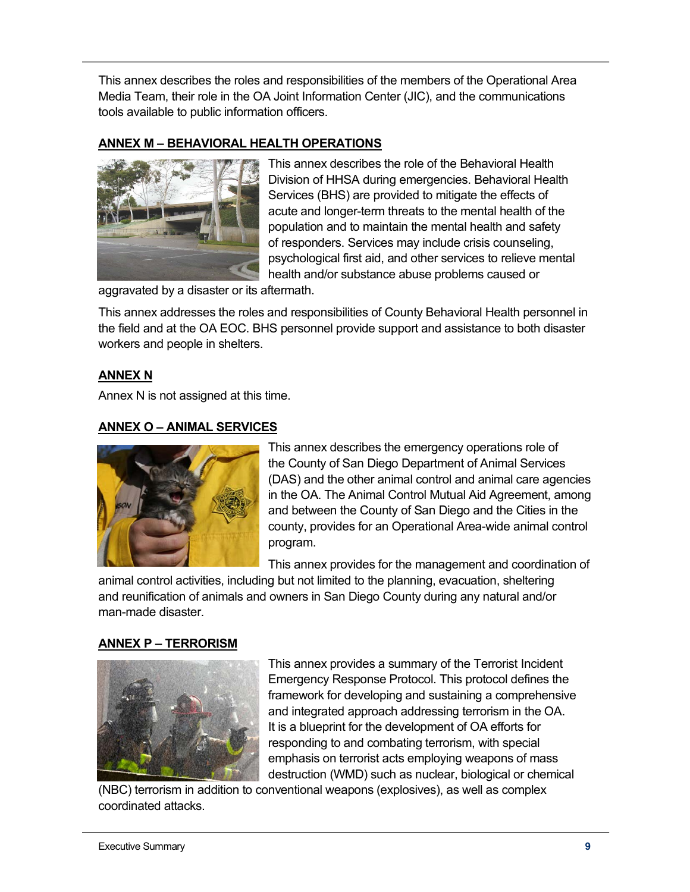This annex describes the roles and responsibilities of the members of the Operational Area Media Team, their role in the OA Joint Information Center (JIC), and the communications tools available to public information officers.

## ANNEX M – BEHAVIORAL HEALTH OPERATIONS

This annex describes the role of the Behavioral Health Division of HHSA during emergencies. Behavioral Health Services (BHS) are provided to mitigate the effects of acute and longer-term threats to the mental health of the population and to maintain the mental health and safety of responders. Services may include crisis counseling, psychological first aid, and other services to relieve mental health and/or substance abuse problems caused or aggravated by a disaster or its aftermath.

This annex addresses the roles and responsibilities of County Behavioral Health personnel in the field and at the OA EOC. BHS personnel provide support and assistance to both disaster workers and people in shelters.

## ANNEX N

Annex N is not assigned at this time.

## ANNEX O – ANIMAL SERVICES

This annex describes the emergency operations role of the County of San Diego Department of Animal Services (DAS) and the other animal control and animal care agencies in the OA. The Animal Control Mutual Aid Agreement, among and between the County of San Diego and the Cities in the county, provides for an Operational Area-wide animal control program.

This annex provides for the management and coordination of animal control activities, including but not limited to the planning, evacuation, sheltering and reunification of animals and owners in San Diego County during any natural and/or man-made disaster.

## ANNEX P – TERRORISM

This annex provides a summary of the Terrorist Incident Emergency Response Protocol. This protocol defines the framework for developing and sustaining a comprehensive and integrated approach addressing terrorism in the OA. It is a blueprint for the development of OA efforts for responding to and combating terrorism, with special emphasis on terrorist acts employing weapons of mass destruction (WMD) such as nuclear, biological or chemical (NBC) terrorism in addition to conventional weapons (explosives), as well as complex coordinated attacks.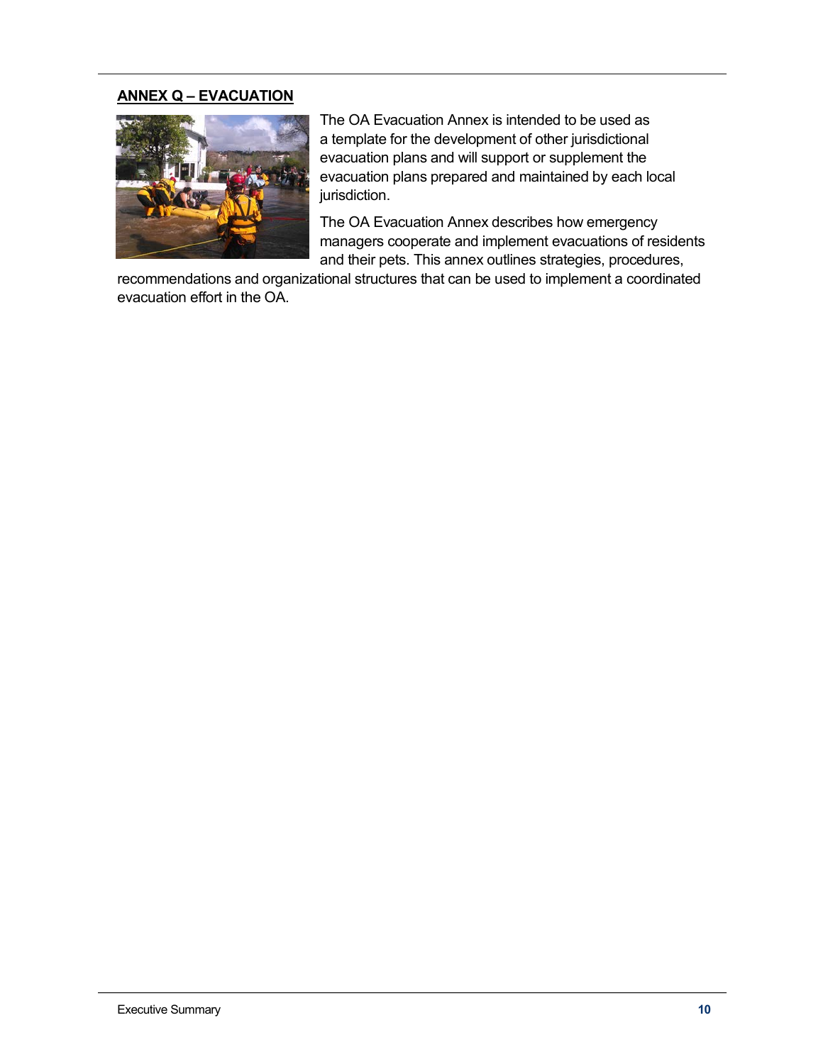## ANNEX Q – EVACUATION

The OA Evacuation Annex is intended to be used as a template for the development of other jurisdictional evacuation plans and will support or supplement the evacuation plans prepared and maintained by each local jurisdiction.

The OA Evacuation Annex describes how emergency managers cooperate and implement evacuations of residents and their pets. This annex outlines strategies, procedures, recommendations and organizational structures that can be used to implement a coordinated evacuation effort in the OA.